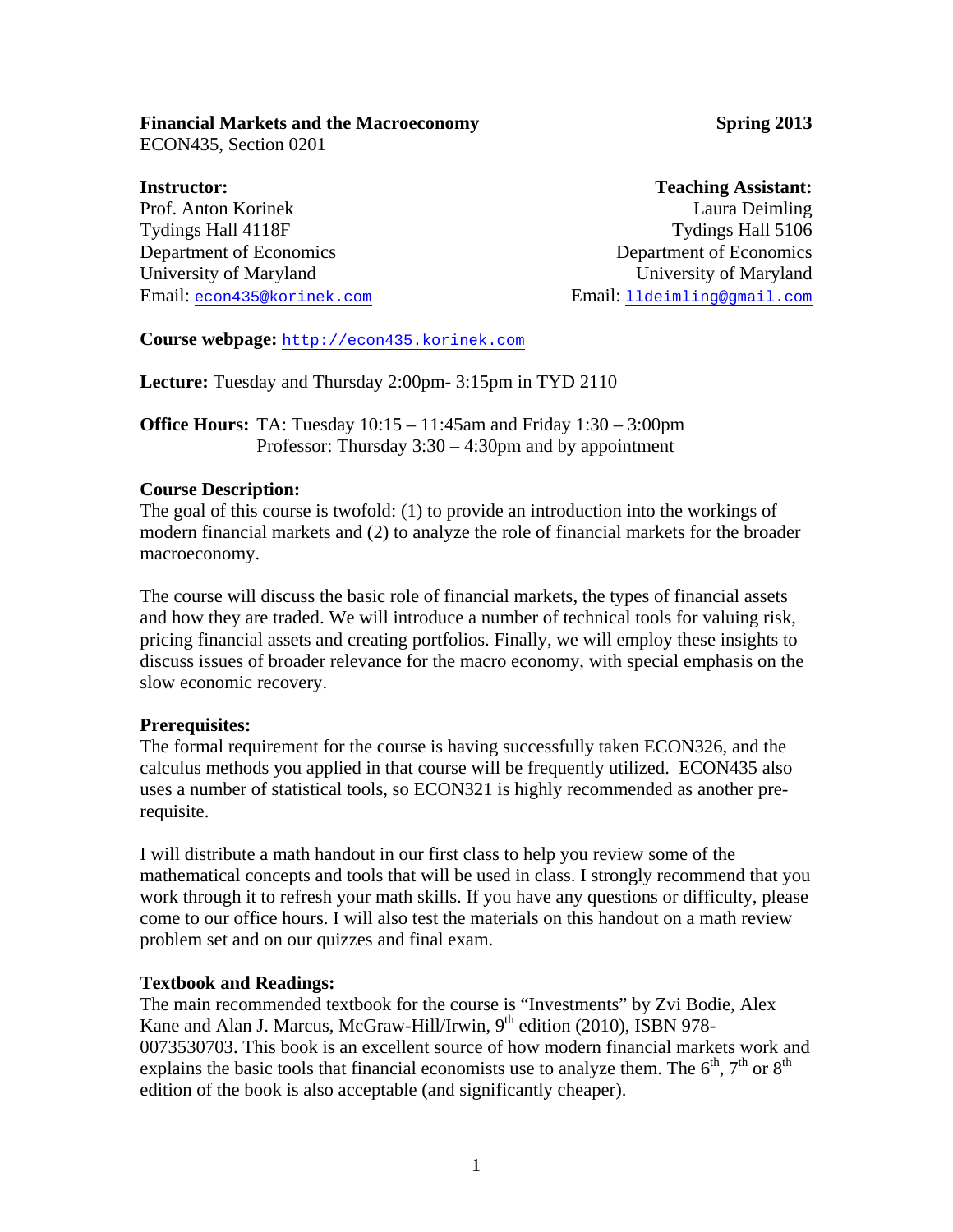**Financial Markets and the Macroeconomy** **Spring 2013**
ECON435, Section 0201

**Instructor:**
Prof. Anton Korinek
Tydings Hall 4118F
Department of Economics
University of Maryland
Email: econ435@korinek.com

**Teaching Assistant:**
Laura Deimling
Tydings Hall 5106
Department of Economics
University of Maryland
Email: lldeimling@gmail.com

**Course webpage:** http://econ435.korinek.com

**Lecture:** Tuesday and Thursday 2:00pm- 3:15pm in TYD 2110

**Office Hours:** TA: Tuesday 10:15 – 11:45am and Friday 1:30 – 3:00pm
Professor: Thursday 3:30 – 4:30pm and by appointment

**Course Description:**
The goal of this course is twofold: (1) to provide an introduction into the workings of modern financial markets and (2) to analyze the role of financial markets for the broader macroeconomy.

The course will discuss the basic role of financial markets, the types of financial assets and how they are traded. We will introduce a number of technical tools for valuing risk, pricing financial assets and creating portfolios. Finally, we will employ these insights to discuss issues of broader relevance for the macro economy, with special emphasis on the slow economic recovery.

**Prerequisites:**
The formal requirement for the course is having successfully taken ECON326, and the calculus methods you applied in that course will be frequently utilized. ECON435 also uses a number of statistical tools, so ECON321 is highly recommended as another pre-requisite.

I will distribute a math handout in our first class to help you review some of the mathematical concepts and tools that will be used in class. I strongly recommend that you work through it to refresh your math skills. If you have any questions or difficulty, please come to our office hours. I will also test the materials on this handout on a math review problem set and on our quizzes and final exam.

**Textbook and Readings:**
The main recommended textbook for the course is "Investments" by Zvi Bodie, Alex Kane and Alan J. Marcus, McGraw-Hill/Irwin, 9th edition (2010), ISBN 978-0073530703. This book is an excellent source of how modern financial markets work and explains the basic tools that financial economists use to analyze them. The 6th, 7th or 8th edition of the book is also acceptable (and significantly cheaper).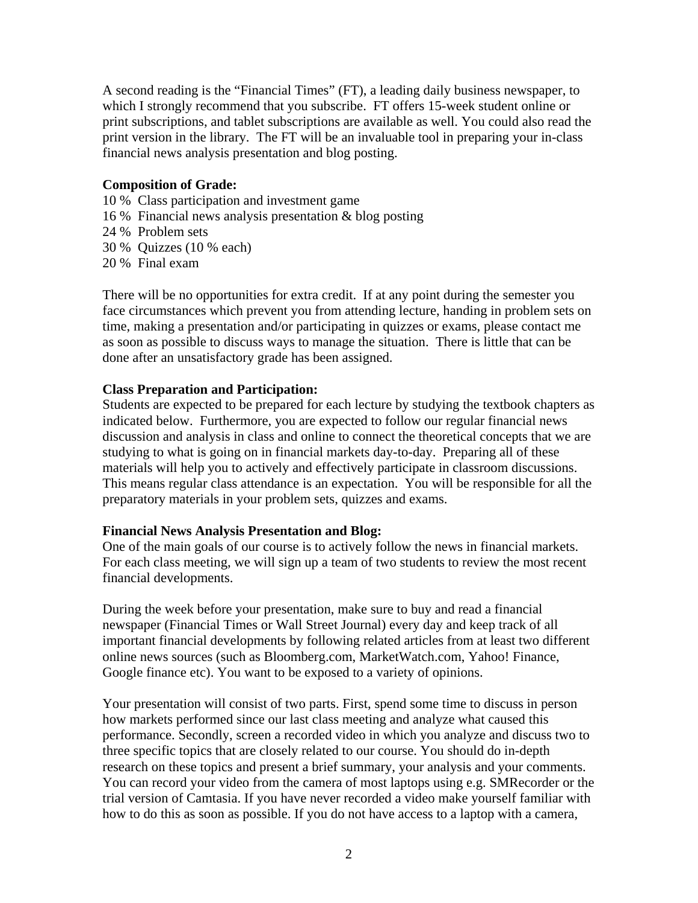A second reading is the "Financial Times" (FT), a leading daily business newspaper, to which I strongly recommend that you subscribe. FT offers 15-week student online or print subscriptions, and tablet subscriptions are available as well. You could also read the print version in the library. The FT will be an invaluable tool in preparing your in-class financial news analysis presentation and blog posting.

**Composition of Grade:**

10 % Class participation and investment game
16 % Financial news analysis presentation & blog posting
24 % Problem sets
30 % Quizzes (10 % each)
20 % Final exam

There will be no opportunities for extra credit. If at any point during the semester you face circumstances which prevent you from attending lecture, handing in problem sets on time, making a presentation and/or participating in quizzes or exams, please contact me as soon as possible to discuss ways to manage the situation. There is little that can be done after an unsatisfactory grade has been assigned.

**Class Preparation and Participation:**

Students are expected to be prepared for each lecture by studying the textbook chapters as indicated below. Furthermore, you are expected to follow our regular financial news discussion and analysis in class and online to connect the theoretical concepts that we are studying to what is going on in financial markets day-to-day. Preparing all of these materials will help you to actively and effectively participate in classroom discussions. This means regular class attendance is an expectation. You will be responsible for all the preparatory materials in your problem sets, quizzes and exams.

**Financial News Analysis Presentation and Blog:**

One of the main goals of our course is to actively follow the news in financial markets. For each class meeting, we will sign up a team of two students to review the most recent financial developments.

During the week before your presentation, make sure to buy and read a financial newspaper (Financial Times or Wall Street Journal) every day and keep track of all important financial developments by following related articles from at least two different online news sources (such as Bloomberg.com, MarketWatch.com, Yahoo! Finance, Google finance etc). You want to be exposed to a variety of opinions.

Your presentation will consist of two parts. First, spend some time to discuss in person how markets performed since our last class meeting and analyze what caused this performance. Secondly, screen a recorded video in which you analyze and discuss two to three specific topics that are closely related to our course. You should do in-depth research on these topics and present a brief summary, your analysis and your comments. You can record your video from the camera of most laptops using e.g. SMRecorder or the trial version of Camtasia. If you have never recorded a video make yourself familiar with how to do this as soon as possible. If you do not have access to a laptop with a camera,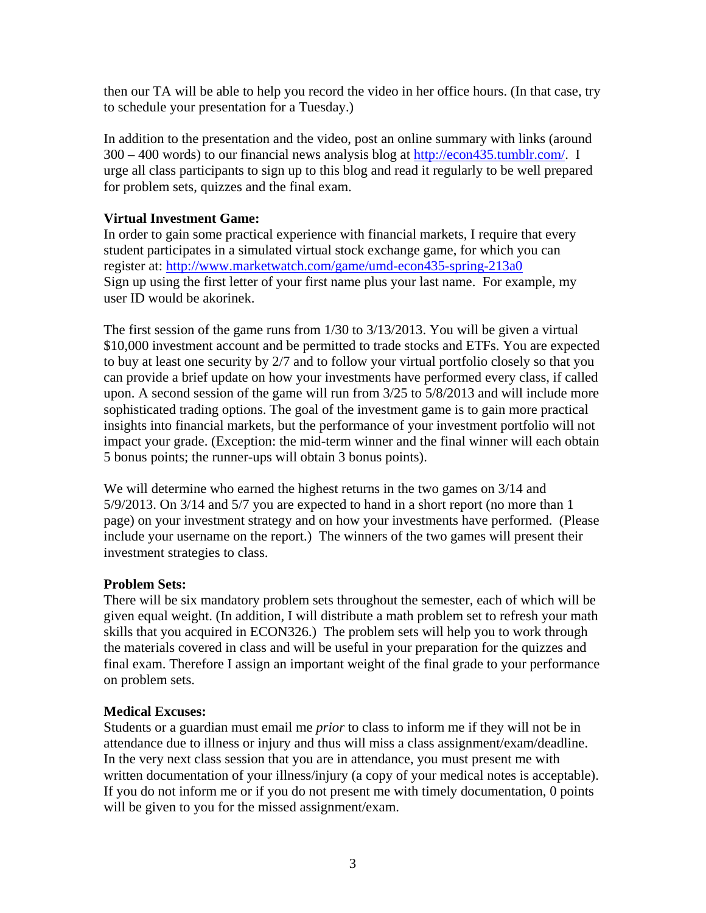then our TA will be able to help you record the video in her office hours. (In that case, try to schedule your presentation for a Tuesday.)

In addition to the presentation and the video, post an online summary with links (around 300 – 400 words) to our financial news analysis blog at [http://econ435.tumblr.com/](http://econ435.tumblr.com/). I urge all class participants to sign up to this blog and read it regularly to be well prepared for problem sets, quizzes and the final exam.

**Virtual Investment Game:**
In order to gain some practical experience with financial markets, I require that every student participates in a simulated virtual stock exchange game, for which you can register at: [http://www.marketwatch.com/game/umd-econ435-spring-213a0](http://www.marketwatch.com/game/umd-econ435-spring-213a0)
Sign up using the first letter of your first name plus your last name. For example, my user ID would be akorinek.

The first session of the game runs from 1/30 to 3/13/2013. You will be given a virtual $10,000 investment account and be permitted to trade stocks and ETFs. You are expected to buy at least one security by 2/7 and to follow your virtual portfolio closely so that you can provide a brief update on how your investments have performed every class, if called upon. A second session of the game will run from 3/25 to 5/8/2013 and will include more sophisticated trading options. The goal of the investment game is to gain more practical insights into financial markets, but the performance of your investment portfolio will not impact your grade. (Exception: the mid-term winner and the final winner will each obtain 5 bonus points; the runner-ups will obtain 3 bonus points).

We will determine who earned the highest returns in the two games on 3/14 and 5/9/2013. On 3/14 and 5/7 you are expected to hand in a short report (no more than 1 page) on your investment strategy and on how your investments have performed. (Please include your username on the report.) The winners of the two games will present their investment strategies to class.

**Problem Sets:**
There will be six mandatory problem sets throughout the semester, each of which will be given equal weight. (In addition, I will distribute a math problem set to refresh your math skills that you acquired in ECON326.) The problem sets will help you to work through the materials covered in class and will be useful in your preparation for the quizzes and final exam. Therefore I assign an important weight of the final grade to your performance on problem sets.

**Medical Excuses:**
Students or a guardian must email me *prior* to class to inform me if they will not be in attendance due to illness or injury and thus will miss a class assignment/exam/deadline. In the very next class session that you are in attendance, you must present me with written documentation of your illness/injury (a copy of your medical notes is acceptable). If you do not inform me or if you do not present me with timely documentation, 0 points will be given to you for the missed assignment/exam.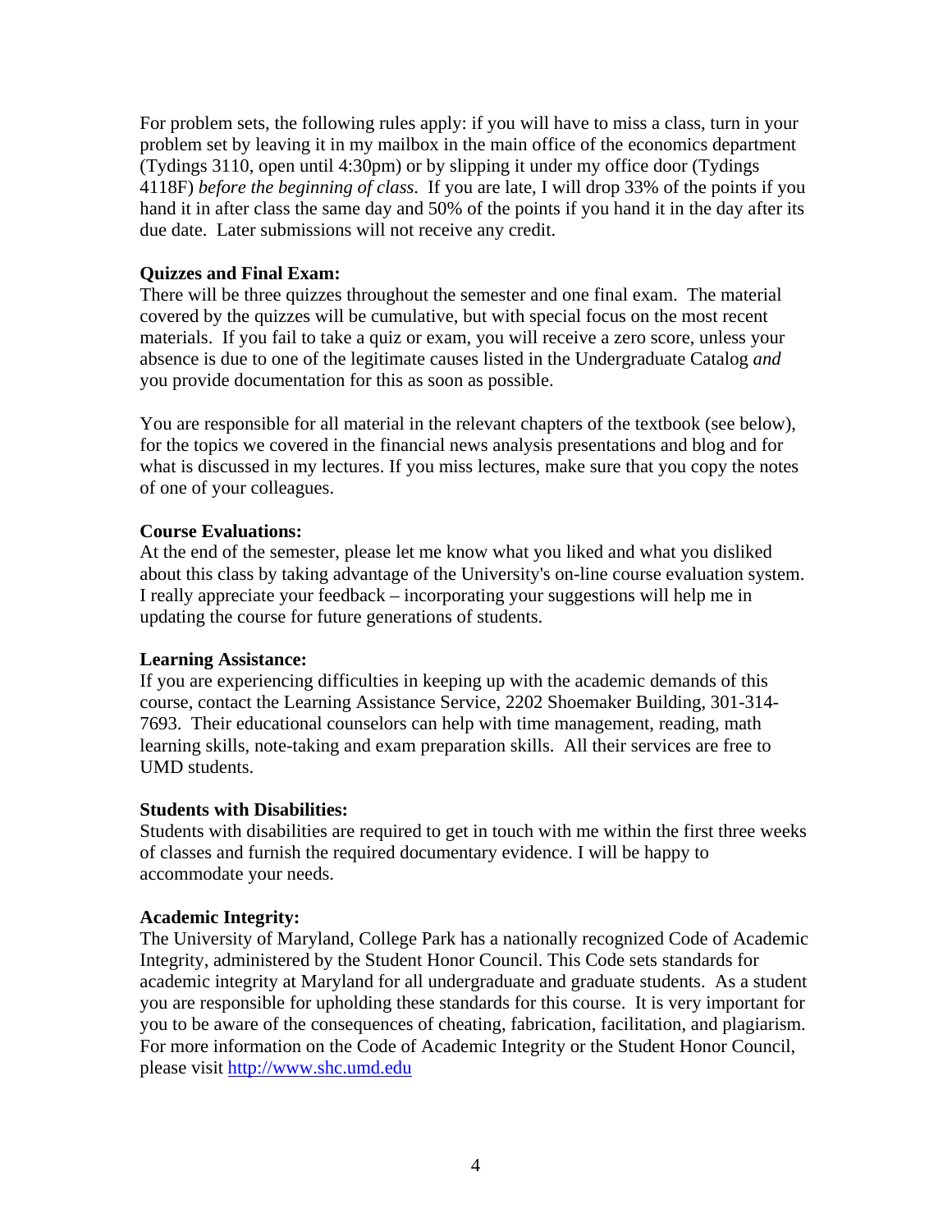For problem sets, the following rules apply: if you will have to miss a class, turn in your problem set by leaving it in my mailbox in the main office of the economics department (Tydings 3110, open until 4:30pm) or by slipping it under my office door (Tydings 4118F) *before the beginning of class*. If you are late, I will drop 33% of the points if you hand it in after class the same day and 50% of the points if you hand it in the day after its due date. Later submissions will not receive any credit.

**Quizzes and Final Exam:**
There will be three quizzes throughout the semester and one final exam. The material covered by the quizzes will be cumulative, but with special focus on the most recent materials. If you fail to take a quiz or exam, you will receive a zero score, unless your absence is due to one of the legitimate causes listed in the Undergraduate Catalog *and* you provide documentation for this as soon as possible.

You are responsible for all material in the relevant chapters of the textbook (see below), for the topics we covered in the financial news analysis presentations and blog and for what is discussed in my lectures. If you miss lectures, make sure that you copy the notes of one of your colleagues.

**Course Evaluations:**
At the end of the semester, please let me know what you liked and what you disliked about this class by taking advantage of the University's on-line course evaluation system. I really appreciate your feedback – incorporating your suggestions will help me in updating the course for future generations of students.

**Learning Assistance:**
If you are experiencing difficulties in keeping up with the academic demands of this course, contact the Learning Assistance Service, 2202 Shoemaker Building, 301-314-7693. Their educational counselors can help with time management, reading, math learning skills, note-taking and exam preparation skills. All their services are free to UMD students.

**Students with Disabilities:**
Students with disabilities are required to get in touch with me within the first three weeks of classes and furnish the required documentary evidence. I will be happy to accommodate your needs.

**Academic Integrity:**
The University of Maryland, College Park has a nationally recognized Code of Academic Integrity, administered by the Student Honor Council. This Code sets standards for academic integrity at Maryland for all undergraduate and graduate students. As a student you are responsible for upholding these standards for this course. It is very important for you to be aware of the consequences of cheating, fabrication, facilitation, and plagiarism. For more information on the Code of Academic Integrity or the Student Honor Council, please visit [http://www.shc.umd.edu](http://www.shc.umd.edu)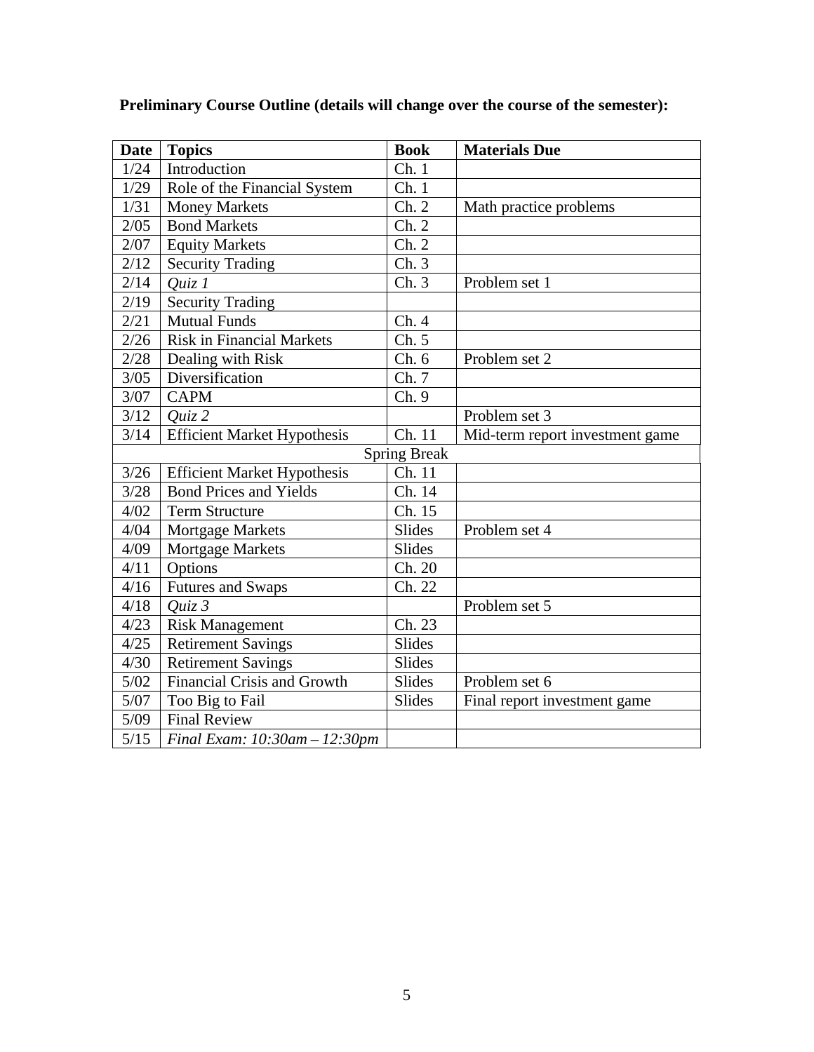**Preliminary Course Outline (details will change over the course of the semester):**

| **Date** | **Topics** | **Book** | **Materials Due** |
|---|---|---|---|
| 1/24 | Introduction | Ch. 1 | |
| 1/29 | Role of the Financial System | Ch. 1 | |
| 1/31 | Money Markets | Ch. 2 | Math practice problems |
| 2/05 | Bond Markets | Ch. 2 | |
| 2/07 | Equity Markets | Ch. 2 | |
| 2/12 | Security Trading | Ch. 3 | |
| 2/14 | *Quiz 1* | Ch. 3 | Problem set 1 |
| 2/19 | Security Trading | | |
| 2/21 | Mutual Funds | Ch. 4 | |
| 2/26 | Risk in Financial Markets | Ch. 5 | |
| 2/28 | Dealing with Risk | Ch. 6 | Problem set 2 |
| 3/05 | Diversification | Ch. 7 | |
| 3/07 | CAPM | Ch. 9 | |
| 3/12 | *Quiz 2* | | Problem set 3 |
| 3/14 | Efficient Market Hypothesis | Ch. 11 | Mid-term report investment game |
| | | Spring Break | |
| 3/26 | Efficient Market Hypothesis | Ch. 11 | |
| 3/28 | Bond Prices and Yields | Ch. 14 | |
| 4/02 | Term Structure | Ch. 15 | |
| 4/04 | Mortgage Markets | Slides | Problem set 4 |
| 4/09 | Mortgage Markets | Slides | |
| 4/11 | Options | Ch. 20 | |
| 4/16 | Futures and Swaps | Ch. 22 | |
| 4/18 | *Quiz 3* | | Problem set 5 |
| 4/23 | Risk Management | Ch. 23 | |
| 4/25 | Retirement Savings | Slides | |
| 4/30 | Retirement Savings | Slides | |
| 5/02 | Financial Crisis and Growth | Slides | Problem set 6 |
| 5/07 | Too Big to Fail | Slides | Final report investment game |
| 5/09 | Final Review | | |
| 5/15 | *Final Exam: 10:30am – 12:30pm* | | |